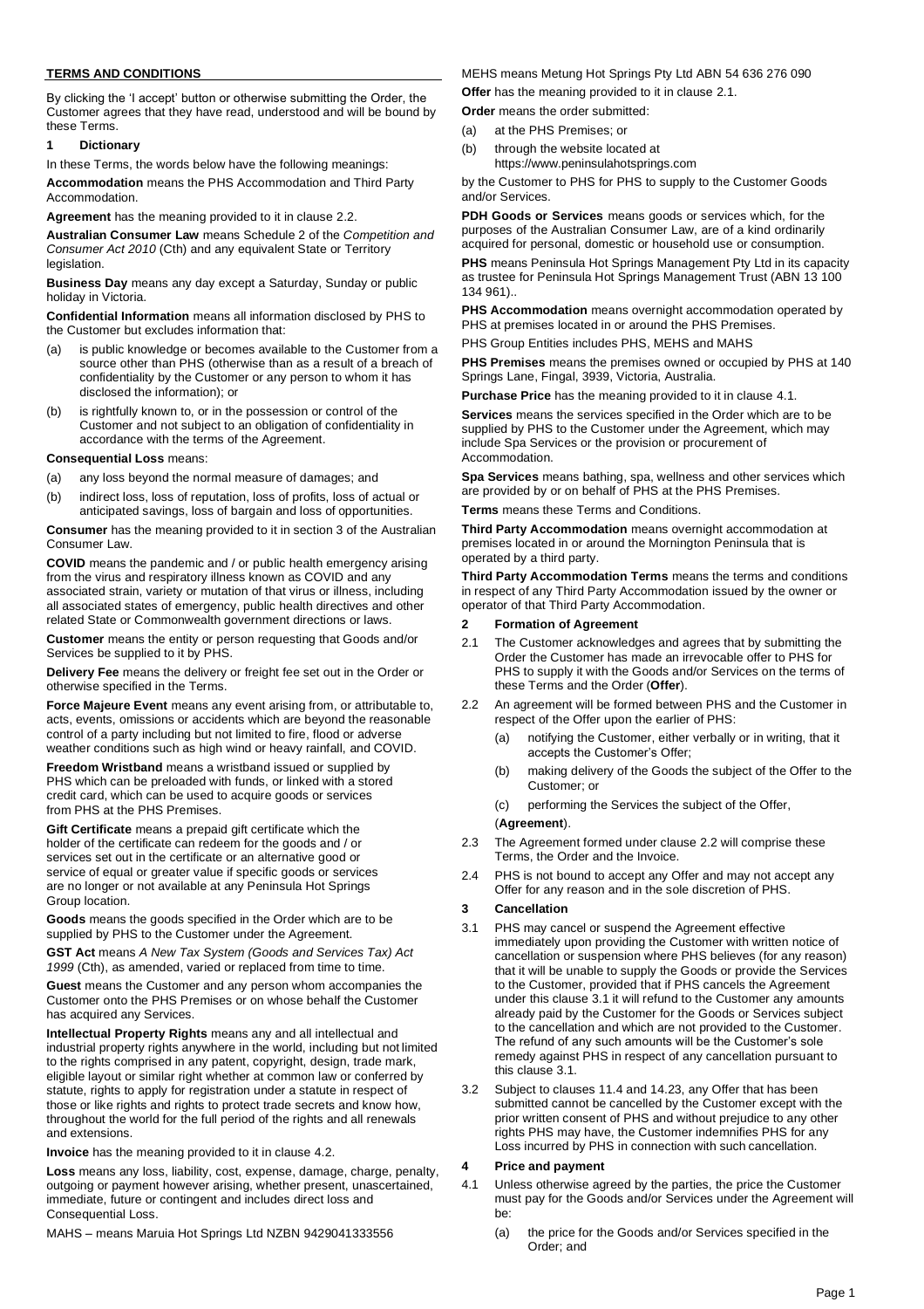**TERMS AND CONDITIONS**

By clicking the 'I accept' button or otherwise submitting the Order, the Customer agrees that they have read, understood and will be bound by these Terms.

## 1 Dictionary

In these Terms, the words below have the following meanings:

**Accommodation** means the PHS Accommodation and Third Party Accommodation.

**Agreement** has the meaning provided to it in clause 2.2.

**Australian Consumer Law** means Schedule 2 of the *Competition and Consumer Act 2010* (Cth) and any equivalent State or Territory legislation.

**Business Day** means any day except a Saturday, Sunday or public holiday in Victoria.

**Confidential Information** means all information disclosed by PHS to the Customer but excludes information that:

(a) is public knowledge or becomes available to the Customer from a source other than PHS (otherwise than as a result of a breach of confidentiality by the Customer or any person to whom it has disclosed the information); or

(b) is rightfully known to, or in the possession or control of the Customer and not subject to an obligation of confidentiality in accordance with the terms of the Agreement.

**Consequential Loss** means:

(a) any loss beyond the normal measure of damages; and

(b) indirect loss, loss of reputation, loss of profits, loss of actual or anticipated savings, loss of bargain and loss of opportunities.

**Consumer** has the meaning provided to it in section 3 of the Australian Consumer Law.

**COVID** means the pandemic and / or public health emergency arising from the virus and respiratory illness known as COVID and any associated strain, variety or mutation of that virus or illness, including all associated states of emergency, public health directives and other related State or Commonwealth government directions or laws.

**Customer** means the entity or person requesting that Goods and/or Services be supplied to it by PHS.

**Delivery Fee** means the delivery or freight fee set out in the Order or otherwise specified in the Terms.

**Force Majeure Event** means any event arising from, or attributable to, acts, events, omissions or accidents which are beyond the reasonable control of a party including but not limited to fire, flood or adverse weather conditions such as high wind or heavy rainfall, and COVID.

**Freedom Wristband** means a wristband issued or supplied by PHS which can be preloaded with funds, or linked with a stored credit card, which can be used to acquire goods or services from PHS at the PHS Premises.

**Gift Certificate** means a prepaid gift certificate which the holder of the certificate can redeem for the goods and / or services set out in the certificate or an alternative good or service of equal or greater value if specific goods or services are no longer or not available at any Peninsula Hot Springs Group location.

**Goods** means the goods specified in the Order which are to be supplied by PHS to the Customer under the Agreement.

**GST Act** means *A New Tax System (Goods and Services Tax) Act 1999* (Cth), as amended, varied or replaced from time to time.

**Guest** means the Customer and any person whom accompanies the Customer onto the PHS Premises or on whose behalf the Customer has acquired any Services.

**Intellectual Property Rights** means any and all intellectual and industrial property rights anywhere in the world, including but not limited to the rights comprised in any patent, copyright, design, trade mark, eligible layout or similar right whether at common law or conferred by statute, rights to apply for registration under a statute in respect of those or like rights and rights to protect trade secrets and know how, throughout the world for the full period of the rights and all renewals and extensions.

**Invoice** has the meaning provided to it in clause 4.2.

**Loss** means any loss, liability, cost, expense, damage, charge, penalty, outgoing or payment however arising, whether present, unascertained, immediate, future or contingent and includes direct loss and Consequential Loss.

MAHS – means Maruia Hot Springs Ltd NZBN 9429041333556

MEHS means Metung Hot Springs Pty Ltd ABN 54 636 276 090

**Offer** has the meaning provided to it in clause 2.1.

**Order** means the order submitted:

(a) at the PHS Premises; or

(b) through the website located at https://www.peninsulahotsprings.com

by the Customer to PHS for PHS to supply to the Customer Goods and/or Services.

**PDH Goods or Services** means goods or services which, for the purposes of the Australian Consumer Law, are of a kind ordinarily acquired for personal, domestic or household use or consumption.

**PHS** means Peninsula Hot Springs Management Pty Ltd in its capacity as trustee for Peninsula Hot Springs Management Trust (ABN 13 100 134 961)..

**PHS Accommodation** means overnight accommodation operated by PHS at premises located in or around the PHS Premises.

PHS Group Entities includes PHS, MEHS and MAHS

**PHS Premises** means the premises owned or occupied by PHS at 140 Springs Lane, Fingal, 3939, Victoria, Australia.

**Purchase Price** has the meaning provided to it in clause 4.1.

**Services** means the services specified in the Order which are to be supplied by PHS to the Customer under the Agreement, which may include Spa Services or the provision or procurement of Accommodation.

**Spa Services** means bathing, spa, wellness and other services which are provided by or on behalf of PHS at the PHS Premises.

**Terms** means these Terms and Conditions.

**Third Party Accommodation** means overnight accommodation at premises located in or around the Mornington Peninsula that is operated by a third party.

**Third Party Accommodation Terms** means the terms and conditions in respect of any Third Party Accommodation issued by the owner or operator of that Third Party Accommodation.

## 2 Formation of Agreement

2.1 The Customer acknowledges and agrees that by submitting the Order the Customer has made an irrevocable offer to PHS for PHS to supply it with the Goods and/or Services on the terms of these Terms and the Order (**Offer**).

2.2 An agreement will be formed between PHS and the Customer in respect of the Offer upon the earlier of PHS:

(a) notifying the Customer, either verbally or in writing, that it accepts the Customer's Offer;

(b) making delivery of the Goods the subject of the Offer to the Customer; or

(c) performing the Services the subject of the Offer,

(**Agreement**).

2.3 The Agreement formed under clause 2.2 will comprise these Terms, the Order and the Invoice.

2.4 PHS is not bound to accept any Offer and may not accept any Offer for any reason and in the sole discretion of PHS.

## 3 Cancellation

3.1 PHS may cancel or suspend the Agreement effective immediately upon providing the Customer with written notice of cancellation or suspension where PHS believes (for any reason) that it will be unable to supply the Goods or provide the Services to the Customer, provided that if PHS cancels the Agreement under this clause 3.1 it will refund to the Customer any amounts already paid by the Customer for the Goods or Services subject to the cancellation and which are not provided to the Customer. The refund of any such amounts will be the Customer's sole remedy against PHS in respect of any cancellation pursuant to this clause 3.1.

3.2 Subject to clauses 11.4 and 14.23, any Offer that has been submitted cannot be cancelled by the Customer except with the prior written consent of PHS and without prejudice to any other rights PHS may have, the Customer indemnifies PHS for any Loss incurred by PHS in connection with such cancellation.

## 4 Price and payment

4.1 Unless otherwise agreed by the parties, the price the Customer must pay for the Goods and/or Services under the Agreement will be:

(a) the price for the Goods and/or Services specified in the Order; and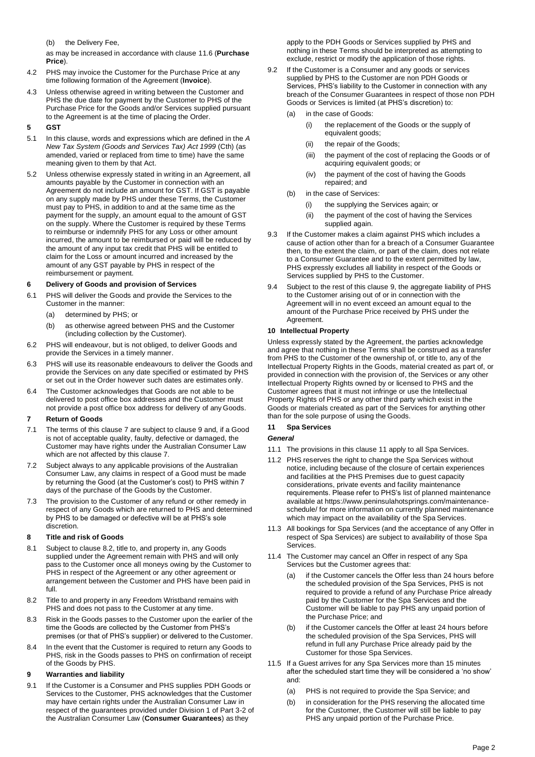(b) the Delivery Fee,

as may be increased in accordance with clause 11.6 (**Purchase Price**).

4.2 PHS may invoice the Customer for the Purchase Price at any time following formation of the Agreement (**Invoice**).

4.3 Unless otherwise agreed in writing between the Customer and PHS the due date for payment by the Customer to PHS of the Purchase Price for the Goods and/or Services supplied pursuant to the Agreement is at the time of placing the Order.

## 5 GST

5.1 In this clause, words and expressions which are defined in the *A New Tax System (Goods and Services Tax) Act 1999* (Cth) (as amended, varied or replaced from time to time) have the same meaning given to them by that Act.

5.2 Unless otherwise expressly stated in writing in an Agreement, all amounts payable by the Customer in connection with an Agreement do not include an amount for GST. If GST is payable on any supply made by PHS under these Terms, the Customer must pay to PHS, in addition to and at the same time as the payment for the supply, an amount equal to the amount of GST on the supply. Where the Customer is required by these Terms to reimburse or indemnify PHS for any Loss or other amount incurred, the amount to be reimbursed or paid will be reduced by the amount of any input tax credit that PHS will be entitled to claim for the Loss or amount incurred and increased by the amount of any GST payable by PHS in respect of the reimbursement or payment.

## 6 Delivery of Goods and provision of Services

6.1 PHS will deliver the Goods and provide the Services to the Customer in the manner:

(a) determined by PHS; or

(b) as otherwise agreed between PHS and the Customer (including collection by the Customer).

6.2 PHS will endeavour, but is not obliged, to deliver Goods and provide the Services in a timely manner.

6.3 PHS will use its reasonable endeavours to deliver the Goods and provide the Services on any date specified or estimated by PHS or set out in the Order however such dates are estimates only.

6.4 The Customer acknowledges that Goods are not able to be delivered to post office box addresses and the Customer must not provide a post office box address for delivery of any Goods.

## 7 Return of Goods

7.1 The terms of this clause 7 are subject to clause 9 and, if a Good is not of acceptable quality, faulty, defective or damaged, the Customer may have rights under the Australian Consumer Law which are not affected by this clause 7.

7.2 Subject always to any applicable provisions of the Australian Consumer Law, any claims in respect of a Good must be made by returning the Good (at the Customer's cost) to PHS within 7 days of the purchase of the Goods by the Customer.

7.3 The provision to the Customer of any refund or other remedy in respect of any Goods which are returned to PHS and determined by PHS to be damaged or defective will be at PHS's sole discretion.

## 8 Title and risk of Goods

8.1 Subject to clause 8.2, title to, and property in, any Goods supplied under the Agreement remain with PHS and will only pass to the Customer once all moneys owing by the Customer to PHS in respect of the Agreement or any other agreement or arrangement between the Customer and PHS have been paid in full.

8.2 Title to and property in any Freedom Wristband remains with PHS and does not pass to the Customer at any time.

8.3 Risk in the Goods passes to the Customer upon the earlier of the time the Goods are collected by the Customer from PHS's premises (or that of PHS's supplier) or delivered to the Customer.

8.4 In the event that the Customer is required to return any Goods to PHS, risk in the Goods passes to PHS on confirmation of receipt of the Goods by PHS.

## 9 Warranties and liability

9.1 If the Customer is a Consumer and PHS supplies PDH Goods or Services to the Customer, PHS acknowledges that the Customer may have certain rights under the Australian Consumer Law in respect of the guarantees provided under Division 1 of Part 3-2 of the Australian Consumer Law (**Consumer Guarantees**) as they apply to the PDH Goods or Services supplied by PHS and nothing in these Terms should be interpreted as attempting to exclude, restrict or modify the application of those rights.

9.2 If the Customer is a Consumer and any goods or services supplied by PHS to the Customer are non PDH Goods or Services, PHS's liability to the Customer in connection with any breach of the Consumer Guarantees in respect of those non PDH Goods or Services is limited (at PHS's discretion) to:

(a) in the case of Goods:

(i) the replacement of the Goods or the supply of equivalent goods;

(ii) the repair of the Goods;

(iii) the payment of the cost of replacing the Goods or of acquiring equivalent goods; or

(iv) the payment of the cost of having the Goods repaired; and

(b) in the case of Services:

(i) the supplying the Services again; or

(ii) the payment of the cost of having the Services supplied again.

9.3 If the Customer makes a claim against PHS which includes a cause of action other than for a breach of a Consumer Guarantee then, to the extent the claim, or part of the claim, does not relate to a Consumer Guarantee and to the extent permitted by law, PHS expressly excludes all liability in respect of the Goods or Services supplied by PHS to the Customer.

9.4 Subject to the rest of this clause 9, the aggregate liability of PHS to the Customer arising out of or in connection with the Agreement will in no event exceed an amount equal to the amount of the Purchase Price received by PHS under the Agreement.

## 10 Intellectual Property

Unless expressly stated by the Agreement, the parties acknowledge and agree that nothing in these Terms shall be construed as a transfer from PHS to the Customer of the ownership of, or title to, any of the Intellectual Property Rights in the Goods, material created as part of, or provided in connection with the provision of, the Services or any other Intellectual Property Rights owned by or licensed to PHS and the Customer agrees that it must not infringe or use the Intellectual Property Rights of PHS or any other third party which exist in the Goods or materials created as part of the Services for anything other than for the sole purpose of using the Goods.

## 11 Spa Services

### *General*

11.1 The provisions in this clause 11 apply to all Spa Services.

11.2 PHS reserves the right to change the Spa Services without notice, including because of the closure of certain experiences and facilities at the PHS Premises due to guest capacity considerations, private events and facility maintenance requirements. Please refer to PHS's list of planned maintenance available at https://www.peninsulahotsprings.com/maintenance-schedule/ for more information on currently planned maintenance which may impact on the availability of the Spa Services.

11.3 All bookings for Spa Services (and the acceptance of any Offer in respect of Spa Services) are subject to availability of those Spa Services.

11.4 The Customer may cancel an Offer in respect of any Spa Services but the Customer agrees that:

(a) if the Customer cancels the Offer less than 24 hours before the scheduled provision of the Spa Services, PHS is not required to provide a refund of any Purchase Price already paid by the Customer for the Spa Services and the Customer will be liable to pay PHS any unpaid portion of the Purchase Price; and

(b) if the Customer cancels the Offer at least 24 hours before the scheduled provision of the Spa Services, PHS will refund in full any Purchase Price already paid by the Customer for those Spa Services.

11.5 If a Guest arrives for any Spa Services more than 15 minutes after the scheduled start time they will be considered a 'no show' and:

(a) PHS is not required to provide the Spa Service; and

(b) in consideration for the PHS reserving the allocated time for the Customer, the Customer will still be liable to pay PHS any unpaid portion of the Purchase Price.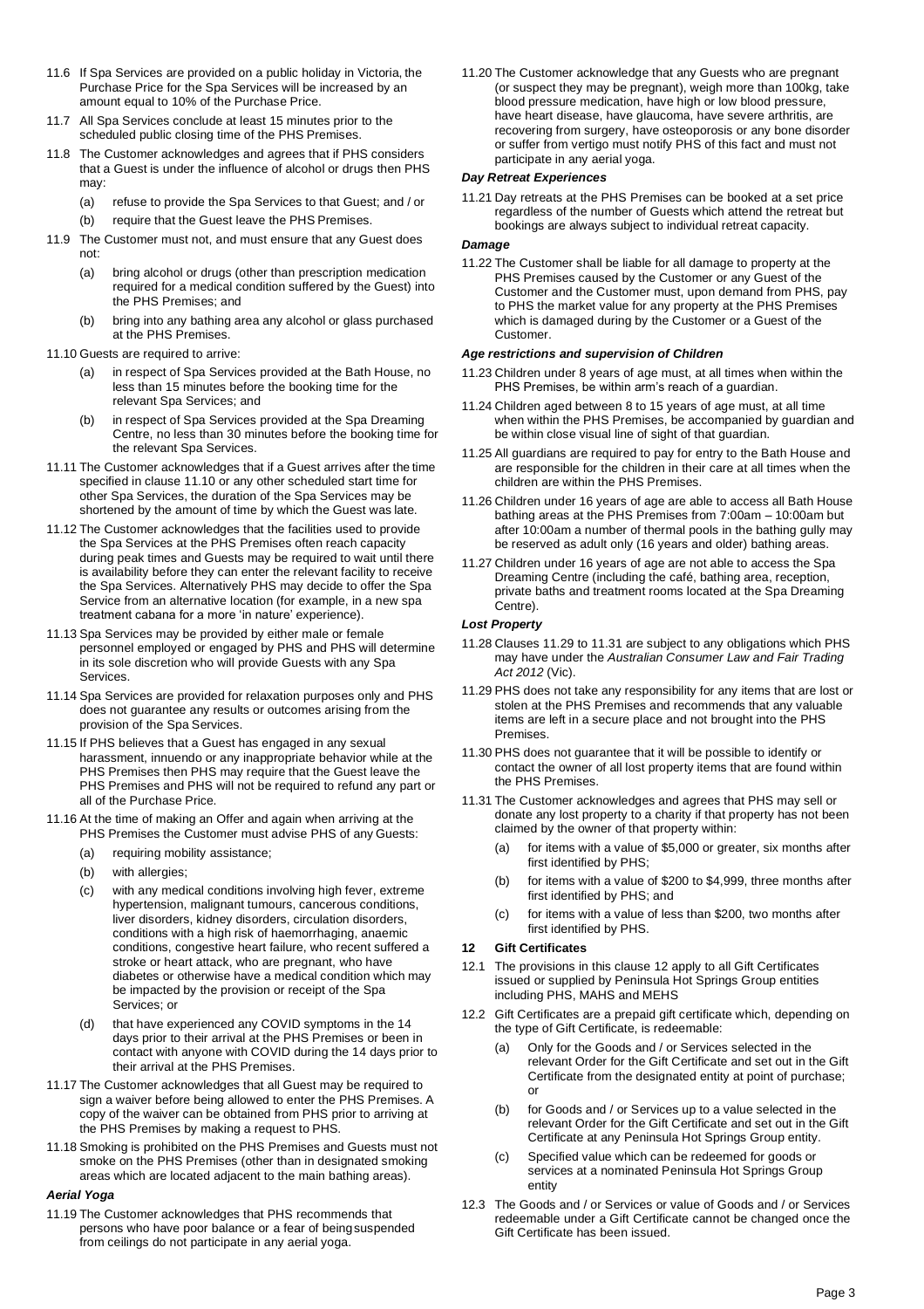11.6 If Spa Services are provided on a public holiday in Victoria, the Purchase Price for the Spa Services will be increased by an amount equal to 10% of the Purchase Price.

11.7 All Spa Services conclude at least 15 minutes prior to the scheduled public closing time of the PHS Premises.

11.8 The Customer acknowledges and agrees that if PHS considers that a Guest is under the influence of alcohol or drugs then PHS may:

- (a) refuse to provide the Spa Services to that Guest; and / or
- (b) require that the Guest leave the PHS Premises.

11.9 The Customer must not, and must ensure that any Guest does not:

- (a) bring alcohol or drugs (other than prescription medication required for a medical condition suffered by the Guest) into the PHS Premises; and
- (b) bring into any bathing area any alcohol or glass purchased at the PHS Premises.

11.10 Guests are required to arrive:

- (a) in respect of Spa Services provided at the Bath House, no less than 15 minutes before the booking time for the relevant Spa Services; and
- (b) in respect of Spa Services provided at the Spa Dreaming Centre, no less than 30 minutes before the booking time for the relevant Spa Services.

11.11 The Customer acknowledges that if a Guest arrives after the time specified in clause 11.10 or any other scheduled start time for other Spa Services, the duration of the Spa Services may be shortened by the amount of time by which the Guest was late.

11.12 The Customer acknowledges that the facilities used to provide the Spa Services at the PHS Premises often reach capacity during peak times and Guests may be required to wait until there is availability before they can enter the relevant facility to receive the Spa Services. Alternatively PHS may decide to offer the Spa Service from an alternative location (for example, in a new spa treatment cabana for a more 'in nature' experience).

11.13 Spa Services may be provided by either male or female personnel employed or engaged by PHS and PHS will determine in its sole discretion who will provide Guests with any Spa Services.

11.14 Spa Services are provided for relaxation purposes only and PHS does not guarantee any results or outcomes arising from the provision of the Spa Services.

11.15 If PHS believes that a Guest has engaged in any sexual harassment, innuendo or any inappropriate behavior while at the PHS Premises then PHS may require that the Guest leave the PHS Premises and PHS will not be required to refund any part or all of the Purchase Price.

11.16 At the time of making an Offer and again when arriving at the PHS Premises the Customer must advise PHS of any Guests:

- (a) requiring mobility assistance;
- (b) with allergies;
- (c) with any medical conditions involving high fever, extreme hypertension, malignant tumours, cancerous conditions, liver disorders, kidney disorders, circulation disorders, conditions with a high risk of haemorrhaging, anaemic conditions, congestive heart failure, who recent suffered a stroke or heart attack, who are pregnant, who have diabetes or otherwise have a medical condition which may be impacted by the provision or receipt of the Spa Services; or
- (d) that have experienced any COVID symptoms in the 14 days prior to their arrival at the PHS Premises or been in contact with anyone with COVID during the 14 days prior to their arrival at the PHS Premises.

11.17 The Customer acknowledges that all Guest may be required to sign a waiver before being allowed to enter the PHS Premises. A copy of the waiver can be obtained from PHS prior to arriving at the PHS Premises by making a request to PHS.

11.18 Smoking is prohibited on the PHS Premises and Guests must not smoke on the PHS Premises (other than in designated smoking areas which are located adjacent to the main bathing areas).

### *Aerial Yoga*

11.19 The Customer acknowledges that PHS recommends that persons who have poor balance or a fear of being suspended from ceilings do not participate in any aerial yoga.

11.20 The Customer acknowledge that any Guests who are pregnant (or suspect they may be pregnant), weigh more than 100kg, take blood pressure medication, have high or low blood pressure, have heart disease, have glaucoma, have severe arthritis, are recovering from surgery, have osteoporosis or any bone disorder or suffer from vertigo must notify PHS of this fact and must not participate in any aerial yoga.

### *Day Retreat Experiences*

11.21 Day retreats at the PHS Premises can be booked at a set price regardless of the number of Guests which attend the retreat but bookings are always subject to individual retreat capacity.

### *Damage*

11.22 The Customer shall be liable for all damage to property at the PHS Premises caused by the Customer or any Guest of the Customer and the Customer must, upon demand from PHS, pay to PHS the market value for any property at the PHS Premises which is damaged during by the Customer or a Guest of the Customer.

### *Age restrictions and supervision of Children*

11.23 Children under 8 years of age must, at all times when within the PHS Premises, be within arm's reach of a guardian.

11.24 Children aged between 8 to 15 years of age must, at all time when within the PHS Premises, be accompanied by guardian and be within close visual line of sight of that guardian.

11.25 All guardians are required to pay for entry to the Bath House and are responsible for the children in their care at all times when the children are within the PHS Premises.

11.26 Children under 16 years of age are able to access all Bath House bathing areas at the PHS Premises from 7:00am – 10:00am but after 10:00am a number of thermal pools in the bathing gully may be reserved as adult only (16 years and older) bathing areas.

11.27 Children under 16 years of age are not able to access the Spa Dreaming Centre (including the café, bathing area, reception, private baths and treatment rooms located at the Spa Dreaming Centre).

### *Lost Property*

11.28 Clauses 11.29 to 11.31 are subject to any obligations which PHS may have under the *Australian Consumer Law and Fair Trading Act 2012* (Vic).

11.29 PHS does not take any responsibility for any items that are lost or stolen at the PHS Premises and recommends that any valuable items are left in a secure place and not brought into the PHS Premises.

11.30 PHS does not guarantee that it will be possible to identify or contact the owner of all lost property items that are found within the PHS Premises.

11.31 The Customer acknowledges and agrees that PHS may sell or donate any lost property to a charity if that property has not been claimed by the owner of that property within:

- (a) for items with a value of $5,000 or greater, six months after first identified by PHS;
- (b) for items with a value of $200 to $4,999, three months after first identified by PHS; and
- (c) for items with a value of less than $200, two months after first identified by PHS.

## 12 Gift Certificates

12.1 The provisions in this clause 12 apply to all Gift Certificates issued or supplied by Peninsula Hot Springs Group entities including PHS, MAHS and MEHS

12.2 Gift Certificates are a prepaid gift certificate which, depending on the type of Gift Certificate, is redeemable:

- (a) Only for the Goods and / or Services selected in the relevant Order for the Gift Certificate and set out in the Gift Certificate from the designated entity at point of purchase; or
- (b) for Goods and / or Services up to a value selected in the relevant Order for the Gift Certificate and set out in the Gift Certificate at any Peninsula Hot Springs Group entity.
- (c) Specified value which can be redeemed for goods or services at a nominated Peninsula Hot Springs Group entity

12.3 The Goods and / or Services or value of Goods and / or Services redeemable under a Gift Certificate cannot be changed once the Gift Certificate has been issued.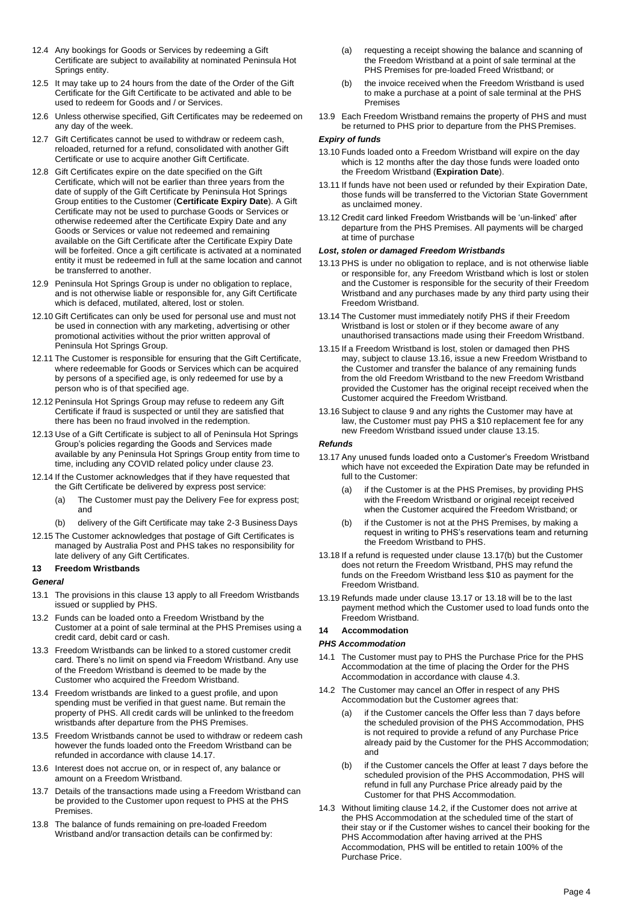12.4 Any bookings for Goods or Services by redeeming a Gift Certificate are subject to availability at nominated Peninsula Hot Springs entity.

12.5 It may take up to 24 hours from the date of the Order of the Gift Certificate for the Gift Certificate to be activated and able to be used to redeem for Goods and / or Services.

12.6 Unless otherwise specified, Gift Certificates may be redeemed on any day of the week.

12.7 Gift Certificates cannot be used to withdraw or redeem cash, reloaded, returned for a refund, consolidated with another Gift Certificate or use to acquire another Gift Certificate.

12.8 Gift Certificates expire on the date specified on the Gift Certificate, which will not be earlier than three years from the date of supply of the Gift Certificate by Peninsula Hot Springs Group entities to the Customer (**Certificate Expiry Date**). A Gift Certificate may not be used to purchase Goods or Services or otherwise redeemed after the Certificate Expiry Date and any Goods or Services or value not redeemed and remaining available on the Gift Certificate after the Certificate Expiry Date will be forfeited. Once a gift certificate is activated at a nominated entity it must be redeemed in full at the same location and cannot be transferred to another.

12.9 Peninsula Hot Springs Group is under no obligation to replace, and is not otherwise liable or responsible for, any Gift Certificate which is defaced, mutilated, altered, lost or stolen.

12.10 Gift Certificates can only be used for personal use and must not be used in connection with any marketing, advertising or other promotional activities without the prior written approval of Peninsula Hot Springs Group.

12.11 The Customer is responsible for ensuring that the Gift Certificate, where redeemable for Goods or Services which can be acquired by persons of a specified age, is only redeemed for use by a person who is of that specified age.

12.12 Peninsula Hot Springs Group may refuse to redeem any Gift Certificate if fraud is suspected or until they are satisfied that there has been no fraud involved in the redemption.

12.13 Use of a Gift Certificate is subject to all of Peninsula Hot Springs Group's policies regarding the Goods and Services made available by any Peninsula Hot Springs Group entity from time to time, including any COVID related policy under clause 23.

12.14 If the Customer acknowledges that if they have requested that the Gift Certificate be delivered by express post service:

- (a) The Customer must pay the Delivery Fee for express post; and
- (b) delivery of the Gift Certificate may take 2-3 Business Days

12.15 The Customer acknowledges that postage of Gift Certificates is managed by Australia Post and PHS takes no responsibility for late delivery of any Gift Certificates.

## 13 Freedom Wristbands

***General***

13.1 The provisions in this clause 13 apply to all Freedom Wristbands issued or supplied by PHS.

13.2 Funds can be loaded onto a Freedom Wristband by the Customer at a point of sale terminal at the PHS Premises using a credit card, debit card or cash.

13.3 Freedom Wristbands can be linked to a stored customer credit card. There's no limit on spend via Freedom Wristband. Any use of the Freedom Wristband is deemed to be made by the Customer who acquired the Freedom Wristband.

13.4 Freedom wristbands are linked to a guest profile, and upon spending must be verified in that guest name. But remain the property of PHS. All credit cards will be unlinked to the freedom wristbands after departure from the PHS Premises.

13.5 Freedom Wristbands cannot be used to withdraw or redeem cash however the funds loaded onto the Freedom Wristband can be refunded in accordance with clause 14.17.

13.6 Interest does not accrue on, or in respect of, any balance or amount on a Freedom Wristband.

13.7 Details of the transactions made using a Freedom Wristband can be provided to the Customer upon request to PHS at the PHS Premises.

13.8 The balance of funds remaining on pre-loaded Freedom Wristband and/or transaction details can be confirmed by:

- (a) requesting a receipt showing the balance and scanning of the Freedom Wristband at a point of sale terminal at the PHS Premises for pre-loaded Freed Wristband; or
- (b) the invoice received when the Freedom Wristband is used to make a purchase at a point of sale terminal at the PHS Premises

13.9 Each Freedom Wristband remains the property of PHS and must be returned to PHS prior to departure from the PHS Premises.

***Expiry of funds***

13.10 Funds loaded onto a Freedom Wristband will expire on the day which is 12 months after the day those funds were loaded onto the Freedom Wristband (**Expiration Date**).

13.11 If funds have not been used or refunded by their Expiration Date, those funds will be transferred to the Victorian State Government as unclaimed money.

13.12 Credit card linked Freedom Wristbands will be 'un-linked' after departure from the PHS Premises. All payments will be charged at time of purchase

***Lost, stolen or damaged Freedom Wristbands***

13.13 PHS is under no obligation to replace, and is not otherwise liable or responsible for, any Freedom Wristband which is lost or stolen and the Customer is responsible for the security of their Freedom Wristband and any purchases made by any third party using their Freedom Wristband.

13.14 The Customer must immediately notify PHS if their Freedom Wristband is lost or stolen or if they become aware of any unauthorised transactions made using their Freedom Wristband.

13.15 If a Freedom Wristband is lost, stolen or damaged then PHS may, subject to clause 13.16, issue a new Freedom Wristband to the Customer and transfer the balance of any remaining funds from the old Freedom Wristband to the new Freedom Wristband provided the Customer has the original receipt received when the Customer acquired the Freedom Wristband.

13.16 Subject to clause 9 and any rights the Customer may have at law, the Customer must pay PHS a $10 replacement fee for any new Freedom Wristband issued under clause 13.15.

***Refunds***

13.17 Any unused funds loaded onto a Customer's Freedom Wristband which have not exceeded the Expiration Date may be refunded in full to the Customer:

- (a) if the Customer is at the PHS Premises, by providing PHS with the Freedom Wristband or original receipt received when the Customer acquired the Freedom Wristband; or
- (b) if the Customer is not at the PHS Premises, by making a request in writing to PHS's reservations team and returning the Freedom Wristband to PHS.

13.18 If a refund is requested under clause 13.17(b) but the Customer does not return the Freedom Wristband, PHS may refund the funds on the Freedom Wristband less $10 as payment for the Freedom Wristband.

13.19 Refunds made under clause 13.17 or 13.18 will be to the last payment method which the Customer used to load funds onto the Freedom Wristband.

## 14 Accommodation

***PHS Accommodation***

14.1 The Customer must pay to PHS the Purchase Price for the PHS Accommodation at the time of placing the Order for the PHS Accommodation in accordance with clause 4.3.

14.2 The Customer may cancel an Offer in respect of any PHS Accommodation but the Customer agrees that:

- (a) if the Customer cancels the Offer less than 7 days before the scheduled provision of the PHS Accommodation, PHS is not required to provide a refund of any Purchase Price already paid by the Customer for the PHS Accommodation; and
- (b) if the Customer cancels the Offer at least 7 days before the scheduled provision of the PHS Accommodation, PHS will refund in full any Purchase Price already paid by the Customer for that PHS Accommodation.

14.3 Without limiting clause 14.2, if the Customer does not arrive at the PHS Accommodation at the scheduled time of the start of their stay or if the Customer wishes to cancel their booking for the PHS Accommodation after having arrived at the PHS Accommodation, PHS will be entitled to retain 100% of the Purchase Price.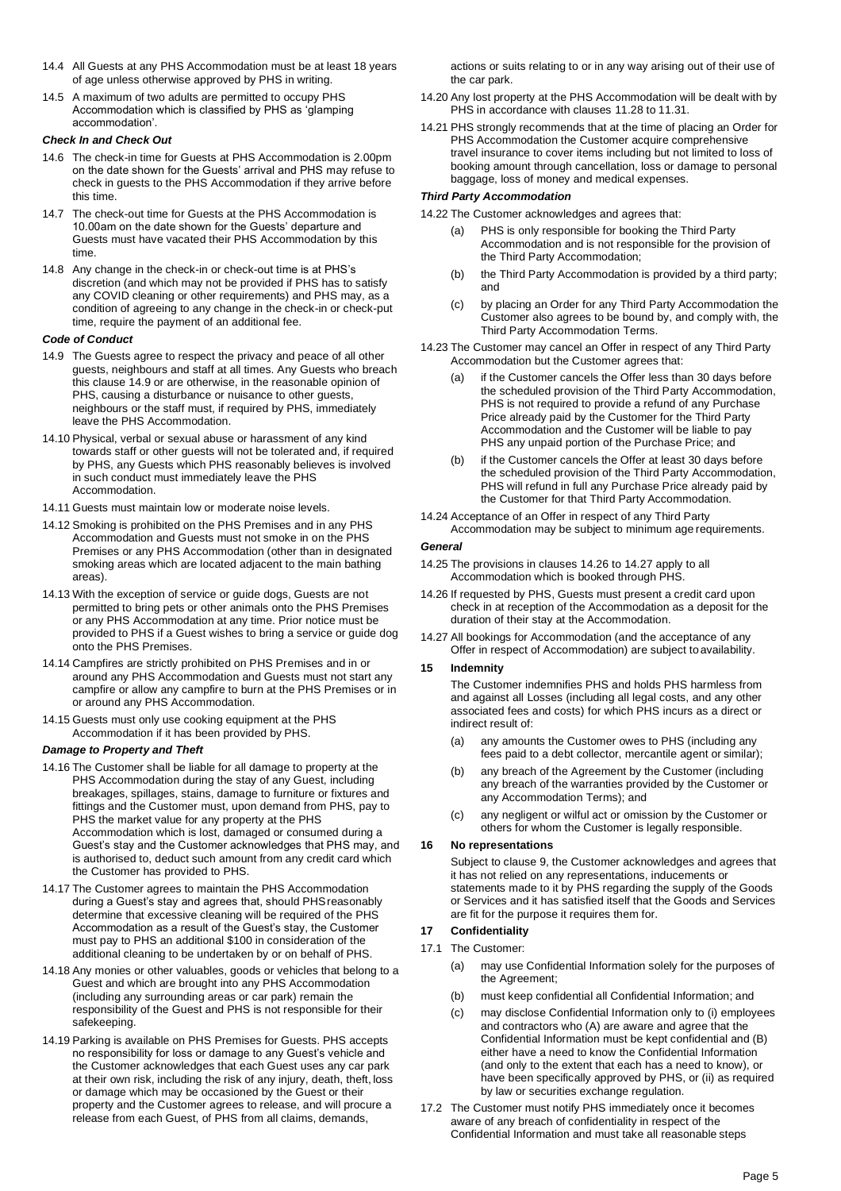14.4 All Guests at any PHS Accommodation must be at least 18 years of age unless otherwise approved by PHS in writing.

14.5 A maximum of two adults are permitted to occupy PHS Accommodation which is classified by PHS as 'glamping accommodation'.

***Check In and Check Out***

14.6 The check-in time for Guests at PHS Accommodation is 2.00pm on the date shown for the Guests' arrival and PHS may refuse to check in guests to the PHS Accommodation if they arrive before this time.

14.7 The check-out time for Guests at the PHS Accommodation is 10.00am on the date shown for the Guests' departure and Guests must have vacated their PHS Accommodation by this time.

14.8 Any change in the check-in or check-out time is at PHS's discretion (and which may not be provided if PHS has to satisfy any COVID cleaning or other requirements) and PHS may, as a condition of agreeing to any change in the check-in or check-put time, require the payment of an additional fee.

***Code of Conduct***

14.9 The Guests agree to respect the privacy and peace of all other guests, neighbours and staff at all times. Any Guests who breach this clause 14.9 or are otherwise, in the reasonable opinion of PHS, causing a disturbance or nuisance to other guests, neighbours or the staff must, if required by PHS, immediately leave the PHS Accommodation.

14.10 Physical, verbal or sexual abuse or harassment of any kind towards staff or other guests will not be tolerated and, if required by PHS, any Guests which PHS reasonably believes is involved in such conduct must immediately leave the PHS Accommodation.

14.11 Guests must maintain low or moderate noise levels.

14.12 Smoking is prohibited on the PHS Premises and in any PHS Accommodation and Guests must not smoke in on the PHS Premises or any PHS Accommodation (other than in designated smoking areas which are located adjacent to the main bathing areas).

14.13 With the exception of service or guide dogs, Guests are not permitted to bring pets or other animals onto the PHS Premises or any PHS Accommodation at any time. Prior notice must be provided to PHS if a Guest wishes to bring a service or guide dog onto the PHS Premises.

14.14 Campfires are strictly prohibited on PHS Premises and in or around any PHS Accommodation and Guests must not start any campfire or allow any campfire to burn at the PHS Premises or in or around any PHS Accommodation.

14.15 Guests must only use cooking equipment at the PHS Accommodation if it has been provided by PHS.

***Damage to Property and Theft***

14.16 The Customer shall be liable for all damage to property at the PHS Accommodation during the stay of any Guest, including breakages, spillages, stains, damage to furniture or fixtures and fittings and the Customer must, upon demand from PHS, pay to PHS the market value for any property at the PHS Accommodation which is lost, damaged or consumed during a Guest's stay and the Customer acknowledges that PHS may, and is authorised to, deduct such amount from any credit card which the Customer has provided to PHS.

14.17 The Customer agrees to maintain the PHS Accommodation during a Guest's stay and agrees that, should PHS reasonably determine that excessive cleaning will be required of the PHS Accommodation as a result of the Guest's stay, the Customer must pay to PHS an additional $100 in consideration of the additional cleaning to be undertaken by or on behalf of PHS.

14.18 Any monies or other valuables, goods or vehicles that belong to a Guest and which are brought into any PHS Accommodation (including any surrounding areas or car park) remain the responsibility of the Guest and PHS is not responsible for their safekeeping.

14.19 Parking is available on PHS Premises for Guests. PHS accepts no responsibility for loss or damage to any Guest's vehicle and the Customer acknowledges that each Guest uses any car park at their own risk, including the risk of any injury, death, theft, loss or damage which may be occasioned by the Guest or their property and the Customer agrees to release, and will procure a release from each Guest, of PHS from all claims, demands, actions or suits relating to or in any way arising out of their use of the car park.

14.20 Any lost property at the PHS Accommodation will be dealt with by PHS in accordance with clauses 11.28 to 11.31.

14.21 PHS strongly recommends that at the time of placing an Order for PHS Accommodation the Customer acquire comprehensive travel insurance to cover items including but not limited to loss of booking amount through cancellation, loss or damage to personal baggage, loss of money and medical expenses.

***Third Party Accommodation***

14.22 The Customer acknowledges and agrees that:

(a) PHS is only responsible for booking the Third Party Accommodation and is not responsible for the provision of the Third Party Accommodation;

(b) the Third Party Accommodation is provided by a third party; and

(c) by placing an Order for any Third Party Accommodation the Customer also agrees to be bound by, and comply with, the Third Party Accommodation Terms.

14.23 The Customer may cancel an Offer in respect of any Third Party Accommodation but the Customer agrees that:

(a) if the Customer cancels the Offer less than 30 days before the scheduled provision of the Third Party Accommodation, PHS is not required to provide a refund of any Purchase Price already paid by the Customer for the Third Party Accommodation and the Customer will be liable to pay PHS any unpaid portion of the Purchase Price; and

(b) if the Customer cancels the Offer at least 30 days before the scheduled provision of the Third Party Accommodation, PHS will refund in full any Purchase Price already paid by the Customer for that Third Party Accommodation.

14.24 Acceptance of an Offer in respect of any Third Party Accommodation may be subject to minimum age requirements.

***General***

14.25 The provisions in clauses 14.26 to 14.27 apply to all Accommodation which is booked through PHS.

14.26 If requested by PHS, Guests must present a credit card upon check in at reception of the Accommodation as a deposit for the duration of their stay at the Accommodation.

14.27 All bookings for Accommodation (and the acceptance of any Offer in respect of Accommodation) are subject to availability.

**15 Indemnity**

The Customer indemnifies PHS and holds PHS harmless from and against all Losses (including all legal costs, and any other associated fees and costs) for which PHS incurs as a direct or indirect result of:

(a) any amounts the Customer owes to PHS (including any fees paid to a debt collector, mercantile agent or similar);

(b) any breach of the Agreement by the Customer (including any breach of the warranties provided by the Customer or any Accommodation Terms); and

(c) any negligent or wilful act or omission by the Customer or others for whom the Customer is legally responsible.

**16 No representations**

Subject to clause 9, the Customer acknowledges and agrees that it has not relied on any representations, inducements or statements made to it by PHS regarding the supply of the Goods or Services and it has satisfied itself that the Goods and Services are fit for the purpose it requires them for.

**17 Confidentiality**

17.1 The Customer:

(a) may use Confidential Information solely for the purposes of the Agreement;

(b) must keep confidential all Confidential Information; and

(c) may disclose Confidential Information only to (i) employees and contractors who (A) are aware and agree that the Confidential Information must be kept confidential and (B) either have a need to know the Confidential Information (and only to the extent that each has a need to know), or have been specifically approved by PHS, or (ii) as required by law or securities exchange regulation.

17.2 The Customer must notify PHS immediately once it becomes aware of any breach of confidentiality in respect of the Confidential Information and must take all reasonable steps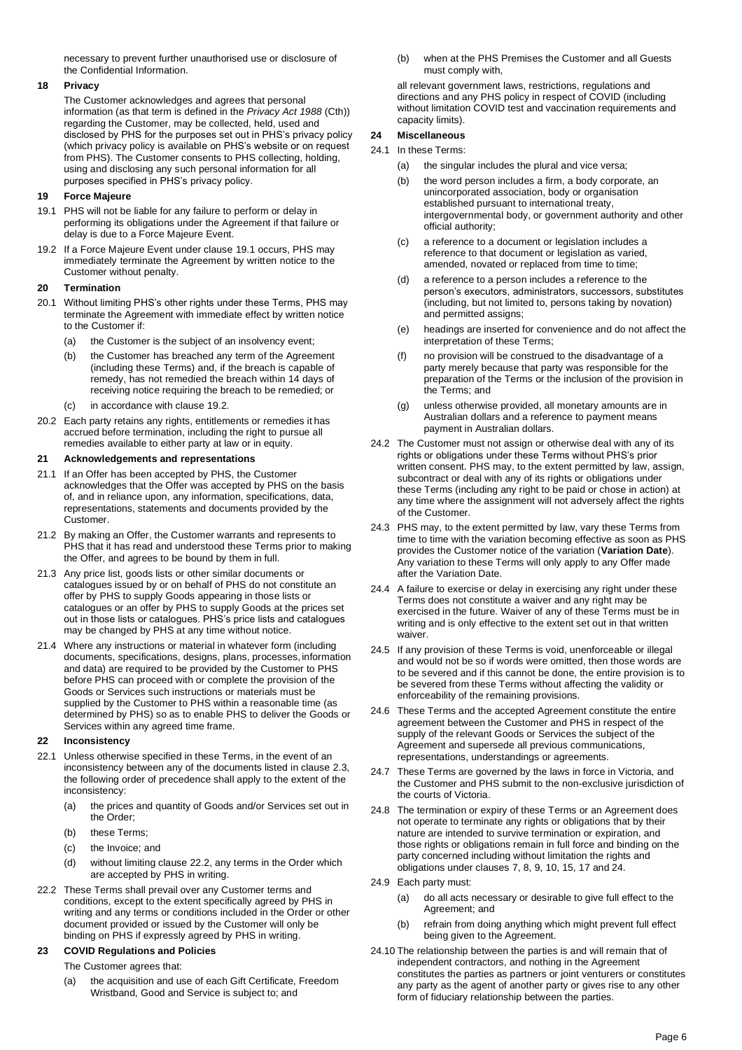necessary to prevent further unauthorised use or disclosure of the Confidential Information.

**18 Privacy**

The Customer acknowledges and agrees that personal information (as that term is defined in the *Privacy Act 1988* (Cth)) regarding the Customer, may be collected, held, used and disclosed by PHS for the purposes set out in PHS's privacy policy (which privacy policy is available on PHS's website or on request from PHS). The Customer consents to PHS collecting, holding, using and disclosing any such personal information for all purposes specified in PHS's privacy policy.

**19 Force Majeure**

19.1 PHS will not be liable for any failure to perform or delay in performing its obligations under the Agreement if that failure or delay is due to a Force Majeure Event.

19.2 If a Force Majeure Event under clause 19.1 occurs, PHS may immediately terminate the Agreement by written notice to the Customer without penalty.

**20 Termination**

20.1 Without limiting PHS's other rights under these Terms, PHS may terminate the Agreement with immediate effect by written notice to the Customer if:

(a) the Customer is the subject of an insolvency event;

(b) the Customer has breached any term of the Agreement (including these Terms) and, if the breach is capable of remedy, has not remedied the breach within 14 days of receiving notice requiring the breach to be remedied; or

(c) in accordance with clause 19.2.

20.2 Each party retains any rights, entitlements or remedies it has accrued before termination, including the right to pursue all remedies available to either party at law or in equity.

**21 Acknowledgements and representations**

21.1 If an Offer has been accepted by PHS, the Customer acknowledges that the Offer was accepted by PHS on the basis of, and in reliance upon, any information, specifications, data, representations, statements and documents provided by the Customer.

21.2 By making an Offer, the Customer warrants and represents to PHS that it has read and understood these Terms prior to making the Offer, and agrees to be bound by them in full.

21.3 Any price list, goods lists or other similar documents or catalogues issued by or on behalf of PHS do not constitute an offer by PHS to supply Goods appearing in those lists or catalogues or an offer by PHS to supply Goods at the prices set out in those lists or catalogues. PHS's price lists and catalogues may be changed by PHS at any time without notice.

21.4 Where any instructions or material in whatever form (including documents, specifications, designs, plans, processes, information and data) are required to be provided by the Customer to PHS before PHS can proceed with or complete the provision of the Goods or Services such instructions or materials must be supplied by the Customer to PHS within a reasonable time (as determined by PHS) so as to enable PHS to deliver the Goods or Services within any agreed time frame.

**22 Inconsistency**

22.1 Unless otherwise specified in these Terms, in the event of an inconsistency between any of the documents listed in clause 2.3, the following order of precedence shall apply to the extent of the inconsistency:

(a) the prices and quantity of Goods and/or Services set out in the Order;

(b) these Terms;

(c) the Invoice; and

(d) without limiting clause 22.2, any terms in the Order which are accepted by PHS in writing.

22.2 These Terms shall prevail over any Customer terms and conditions, except to the extent specifically agreed by PHS in writing and any terms or conditions included in the Order or other document provided or issued by the Customer will only be binding on PHS if expressly agreed by PHS in writing.

**23 COVID Regulations and Policies**

The Customer agrees that:

(a) the acquisition and use of each Gift Certificate, Freedom Wristband, Good and Service is subject to; and

(b) when at the PHS Premises the Customer and all Guests must comply with,

all relevant government laws, restrictions, regulations and directions and any PHS policy in respect of COVID (including without limitation COVID test and vaccination requirements and capacity limits).

**24 Miscellaneous**

24.1 In these Terms:

(a) the singular includes the plural and vice versa;

(b) the word person includes a firm, a body corporate, an unincorporated association, body or organisation established pursuant to international treaty, intergovernmental body, or government authority and other official authority;

(c) a reference to a document or legislation includes a reference to that document or legislation as varied, amended, novated or replaced from time to time;

(d) a reference to a person includes a reference to the person's executors, administrators, successors, substitutes (including, but not limited to, persons taking by novation) and permitted assigns;

(e) headings are inserted for convenience and do not affect the interpretation of these Terms;

(f) no provision will be construed to the disadvantage of a party merely because that party was responsible for the preparation of the Terms or the inclusion of the provision in the Terms; and

(g) unless otherwise provided, all monetary amounts are in Australian dollars and a reference to payment means payment in Australian dollars.

24.2 The Customer must not assign or otherwise deal with any of its rights or obligations under these Terms without PHS's prior written consent. PHS may, to the extent permitted by law, assign, subcontract or deal with any of its rights or obligations under these Terms (including any right to be paid or chose in action) at any time where the assignment will not adversely affect the rights of the Customer.

24.3 PHS may, to the extent permitted by law, vary these Terms from time to time with the variation becoming effective as soon as PHS provides the Customer notice of the variation (**Variation Date**). Any variation to these Terms will only apply to any Offer made after the Variation Date.

24.4 A failure to exercise or delay in exercising any right under these Terms does not constitute a waiver and any right may be exercised in the future. Waiver of any of these Terms must be in writing and is only effective to the extent set out in that written waiver.

24.5 If any provision of these Terms is void, unenforceable or illegal and would not be so if words were omitted, then those words are to be severed and if this cannot be done, the entire provision is to be severed from these Terms without affecting the validity or enforceability of the remaining provisions.

24.6 These Terms and the accepted Agreement constitute the entire agreement between the Customer and PHS in respect of the supply of the relevant Goods or Services the subject of the Agreement and supersede all previous communications, representations, understandings or agreements.

24.7 These Terms are governed by the laws in force in Victoria, and the Customer and PHS submit to the non-exclusive jurisdiction of the courts of Victoria.

24.8 The termination or expiry of these Terms or an Agreement does not operate to terminate any rights or obligations that by their nature are intended to survive termination or expiration, and those rights or obligations remain in full force and binding on the party concerned including without limitation the rights and obligations under clauses 7, 8, 9, 10, 15, 17 and 24.

24.9 Each party must:

(a) do all acts necessary or desirable to give full effect to the Agreement; and

(b) refrain from doing anything which might prevent full effect being given to the Agreement.

24.10 The relationship between the parties is and will remain that of independent contractors, and nothing in the Agreement constitutes the parties as partners or joint venturers or constitutes any party as the agent of another party or gives rise to any other form of fiduciary relationship between the parties.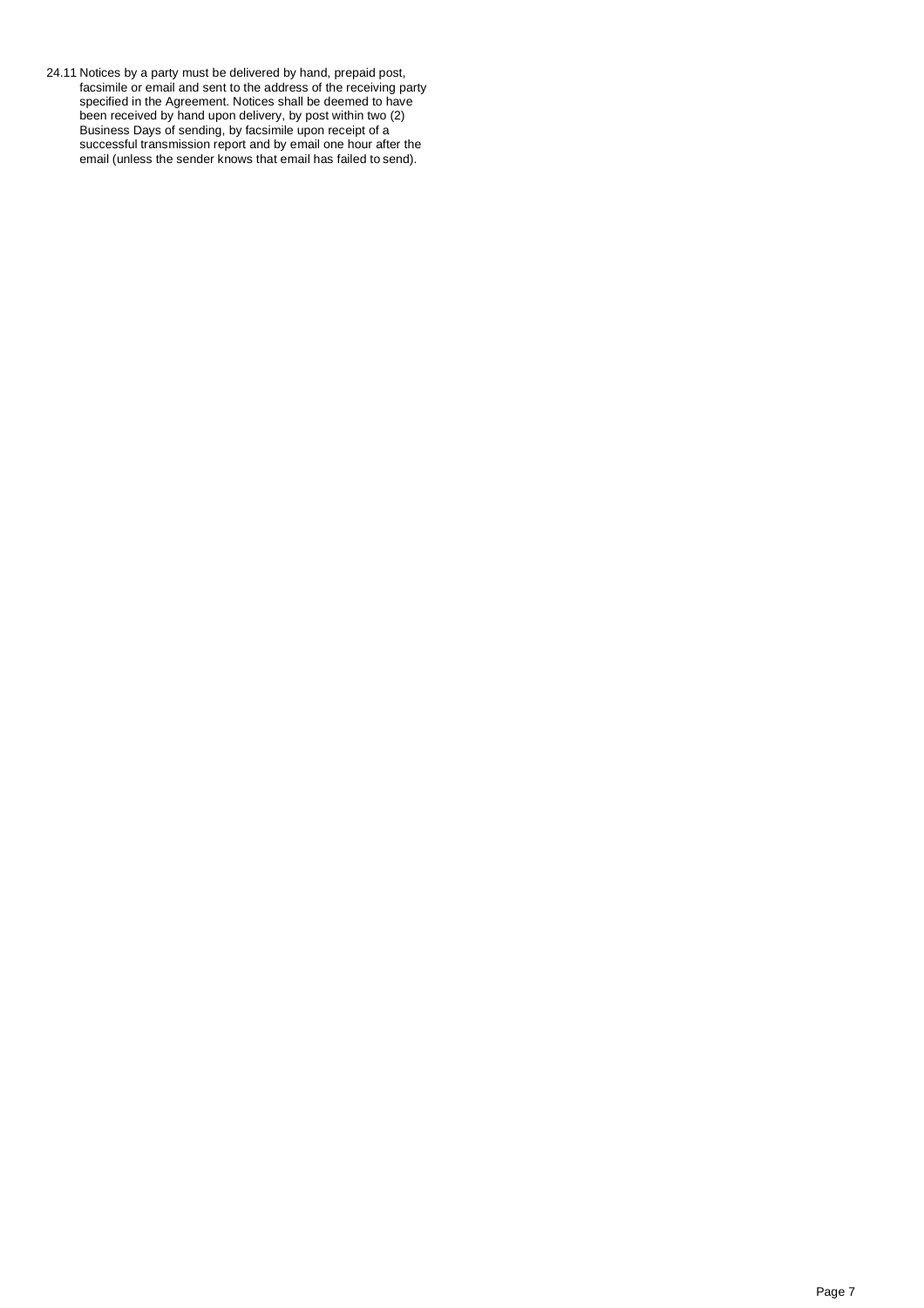24.11 Notices by a party must be delivered by hand, prepaid post, facsimile or email and sent to the address of the receiving party specified in the Agreement. Notices shall be deemed to have been received by hand upon delivery, by post within two (2) Business Days of sending, by facsimile upon receipt of a successful transmission report and by email one hour after the email (unless the sender knows that email has failed to send).